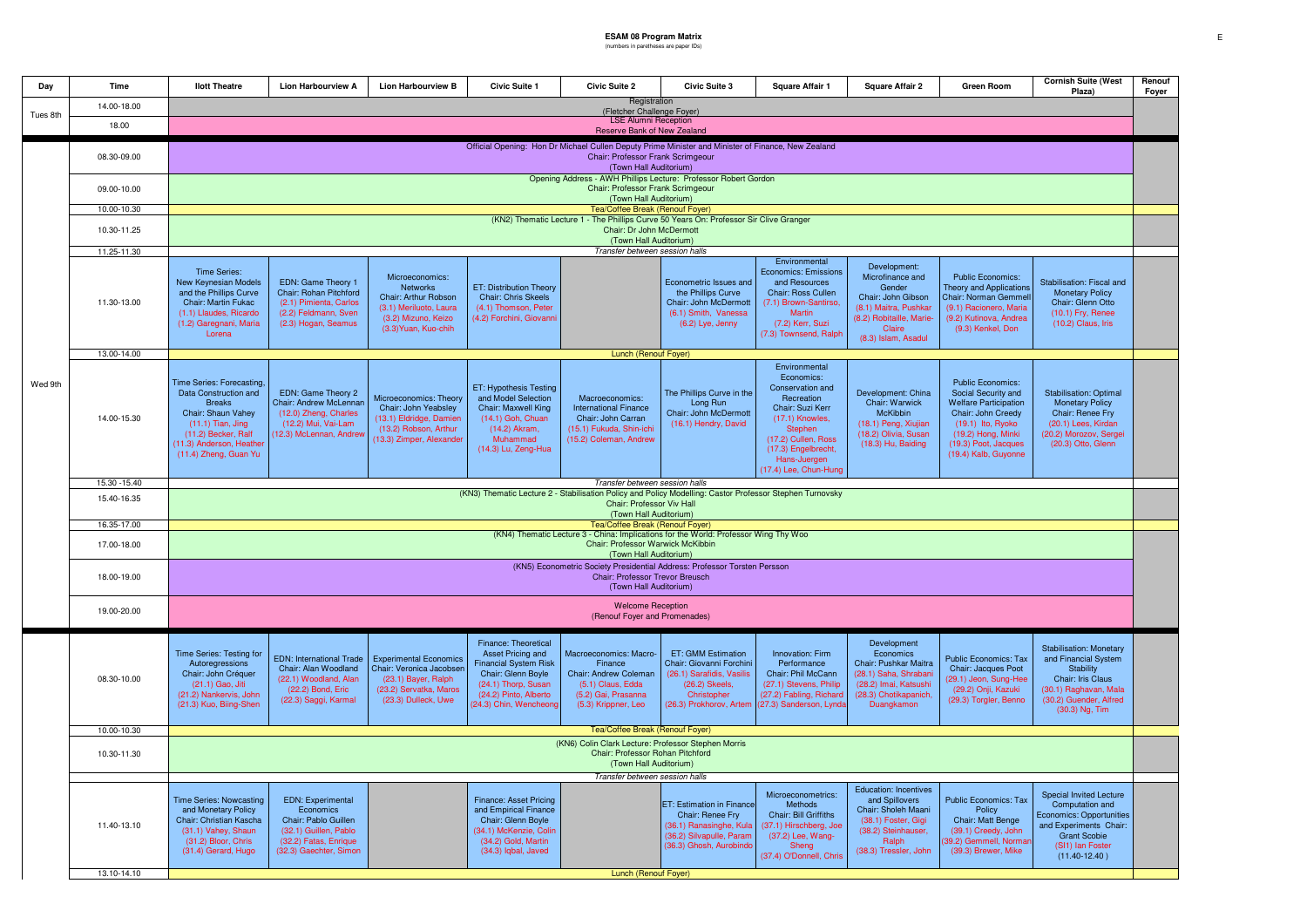# ESAM 08 Program Matrix

(numbers in parentheses are paper IDs)

| Day | Time | Ilott Theatre | Lion Harbourview A | Lion Harbourview B | Civic Suite 1 | Civic Suite 2 | Civic Suite 3 | Square Affair 1 | Square Affair 2 | Green Room | Cornish Suite (West Plaza) | Renouf Foyer |
|---|---|---|---|---|---|---|---|---|---|---|---|---|
| Tues 8th | 14.00-18.00 | Registration (Fletcher Challenge Foyer) | | | | | | | | | | |
| | 18.00 | LSE Alumni Reception Reserve Bank of New Zealand | | | | | | | | | | |
| Wed 9th | 08.30-09.00 | Official Opening: Hon Dr Michael Cullen Deputy Prime Minister and Minister of Finance, New Zealand Chair: Professor Frank Scrimgeour (Town Hall Auditorium) | | | | | | | | | | |
| | 09.00-10.00 | Opening Address - AWH Phillips Lecture: Professor Robert Gordon Chair: Professor Frank Scrimgeour (Town Hall Auditorium) | | | | | | | | | | |
| | 10.00-10.30 | Tea/Coffee Break (Renouf Foyer) | | | | | | | | | | |
| | 10.30-11.25 | (KN2) Thematic Lecture 1 - The Phillips Curve 50 Years On: Professor Sir Clive Granger Chair: Dr John McDermott (Town Hall Auditorium) | | | | | | | | | | |
| | 11.25-11.30 | *Transfer between session halls* | | | | | | | | | | |
| | 11.30-13.00 | Time Series: New Keynesian Models and the Phillips Curve Chair: Martin Fukac (1.1) Llaudes, Ricardo (1.2) Garegnani, Maria Lorena | EDN: Game Theory 1 Chair: Rohan Pitchford (2.1) Pimienta, Carlos (2.2) Feldmann, Sven (2.3) Hogan, Seamus | Microeconomics: Networks Chair: Arthur Robson (3.1) Meriluoto, Laura (3.2) Mizuno, Keizo (3.3)Yuan, Kuo-chih | ET: Distribution Theory Chair: Chris Skeels (4.1) Thomson, Peter (4.2) Forchini, Giovanni | | Econometric Issues and the Phillips Curve Chair: John McDermott (6.1) Smith, Vanessa (6.2) Lye, Jenny | Environmental Economics: Emissions and Resources Chair: Ross Cullen (7.1) Brown-Santirso, Martin (7.2) Kerr, Suzi (7.3) Townsend, Ralph | Development: Microfinance and Gender Chair: John Gibson (8.1) Maitra, Pushkar (8.2) Robitaille, Marie-Claire (8.3) Islam, Asadul | Public Economics: Theory and Applications Chair: Norman Gemmell (9.1) Racionero, Maria (9.2) Kutinova, Andrea (9.3) Kenkel, Don | Stabilisation: Fiscal and Monetary Policy Chair: Glenn Otto (10.1) Fry, Renee (10.2) Claus, Iris | |
| | 13.00-14.00 | Lunch (Renouf Foyer) | | | | | | | | | | |
| | 14.00-15.30 | Time Series: Forecasting, Data Construction and Breaks Chair: Shaun Vahey (11.1) Tian, Jing (11.2) Becker, Ralf (11.3) Anderson, Heather (11.4) Zheng, Guan Yu | EDN: Game Theory 2 Chair: Andrew McLennan (12.0) Zheng, Charles (12.2) Mui, Vai-Lam (12.3) McLennan, Andrew | Microeconomics: Theory Chair: John Yeabsley (13.1) Eldridge, Damien (13.2) Robson, Arthur (13.3) Zimper, Alexander | ET: Hypothesis Testing and Model Selection Chair: Maxwell King (14.1) Goh, Chuan (14.2) Akram, Muhammad (14.3) Lu, Zeng-Hua | Macroeconomics: International Finance Chair: John Carran (15.1) Fukuda, Shin-ichi (15.2) Coleman, Andrew | The Phillips Curve in the Long Run Chair: John McDermott (16.1) Hendry, David | Environmental Economics: Conservation and Recreation Chair: Suzi Kerr (17.1) Knowles, Stephen (17.2) Cullen, Ross (17.3) Engelbrecht, Hans-Juergen (17.4) Lee, Chun-Hung | Development: China Chair: Warwick McKibbin (18.1) Peng, Xiujian (18.2) Olivia, Susan (18.3) Hu, Baiding | Public Economics: Social Security and Welfare Participation Chair: John Creedy (19.1) Ito, Ryoko (19.2) Hong, Minki (19.3) Poot, Jacques (19.4) Kalb, Guyonne | Stabilisation: Optimal Monetary Policy Chair: Renee Fry (20.1) Lees, Kirdan (20.2) Morozov, Sergei (20.3) Otto, Glenn | |
| | 15.30 -15.40 | *Transfer between session halls* | | | | | | | | | | |
| | 15.40-16.35 | (KN3) Thematic Lecture 2 - Stabilisation Policy and Policy Modelling: Castor Professor Stephen Turnovsky Chair: Professor Viv Hall (Town Hall Auditorium) | | | | | | | | | | |
| | 16.35-17.00 | Tea/Coffee Break (Renouf Foyer) | | | | | | | | | | |
| | 17.00-18.00 | (KN4) Thematic Lecture 3 - China: Implications for the World: Professor Wing Thy Woo Chair: Professor Warwick McKibbin (Town Hall Auditorium) | | | | | | | | | | |
| | 18.00-19.00 | (KN5) Econometric Society Presidential Address: Professor Torsten Persson Chair: Professor Trevor Breusch (Town Hall Auditorium) | | | | | | | | | | |
| | 19.00-20.00 | Welcome Reception (Renouf Foyer and Promenades) | | | | | | | | | | |
| | 08.30-10.00 | Time Series: Testing for Autoregressions Chair: John Créquer (21.1) Gao, Jiti (21.2) Nankervis, John (21.3) Kuo, Biing-Shen | EDN: International Trade Chair: Alan Woodland (22.1) Woodland, Alan (22.2) Bond, Eric (22.3) Saggi, Karmal | Experimental Economics Chair: Veronica Jacobsen (23.1) Bayer, Ralph (23.2) Servatka, Maros (23.3) Dulleck, Uwe | Finance: Theoretical Asset Pricing and Financial System Risk Chair: Glenn Boyle (24.1) Thorp, Susan (24.2) Pinto, Alberto (24.3) Chin, Wencheong | Macroeconomics: Macro-Finance Chair: Andrew Coleman (5.1) Claus, Edda (5.2) Gai, Prasanna (5.3) Krippner, Leo | ET: GMM Estimation Chair: Giovanni Forchini (26.1) Sarafidis, Vasilis (26.2) Skeels, Christopher (26.3) Prokhorov, Artem | Innovation: Firm Performance Chair: Phil McCann (27.1) Stevens, Philip (27.2) Fabling, Richard (27.3) Sanderson, Lynda | Development Economics Chair: Pushkar Maitra (28.1) Saha, Shrabani (28.2) Imai, Katsushi (28.3) Chotikapanich, Duangkamon | Public Economics: Tax Chair: Jacques Poot (29.1) Jeon, Sung-Hee (29.2) Onji, Kazuki (29.3) Torgler, Benno | Stabilisation: Monetary and Financial System Stability Chair: Iris Claus (30.1) Raghavan, Mala (30.2) Guender, Alfred (30.3) Ng, Tim | |
| | 10.00-10.30 | Tea/Coffee Break (Renouf Foyer) | | | | | | | | | | |
| | 10.30-11.30 | (KN6) Colin Clark Lecture: Professor Stephen Morris Chair: Professor Rohan Pitchford (Town Hall Auditorium) | | | | | | | | | | |
| | | *Transfer between session halls* | | | | | | | | | | |
| | 11.40-13.10 | Time Series: Nowcasting and Monetary Policy Chair: Christian Kascha (31.1) Vahey, Shaun (31.2) Bloor, Chris (31.4) Gerard, Hugo | EDN: Experimental Economics Chair: Pablo Guillen (32.1) Guillen, Pablo (32.2) Fatas, Enrique (32.3) Gaechter, Simon | | Finance: Asset Pricing and Empirical Finance Chair: Glenn Boyle (34.1) McKenzie, Colin (34.2) Gold, Martin (34.3) Iqbal, Javed | | ET: Estimation in Finance Chair: Renee Fry (36.1) Ranasinghe, Kula (36.2) Silvapulle, Param (36.3) Ghosh, Aurobindo | Microeconometrics: Methods Chair: Bill Griffiths (37.1) Hirschberg, Joe (37.2) Lee, Wang-Sheng (37.4) O'Donnell, Chris | Education: Incentives and Spillovers Chair: Sholeh Maani (38.1) Foster, Gigi (38.2) Steinhauser, Ralph (38.3) Tressler, John | Public Economics: Tax Policy Chair: Matt Benge (39.1) Creedy, John (39.2) Gemmell, Norman (39.3) Brewer, Mike | Special Invited Lecture Computation and Economics: Opportunities and Experiments Chair: Grant Scobie (SI1) Ian Foster (11.40-12.40 ) | |
| | 13.10-14.10 | Lunch (Renouf Foyer) | | | | | | | | | | |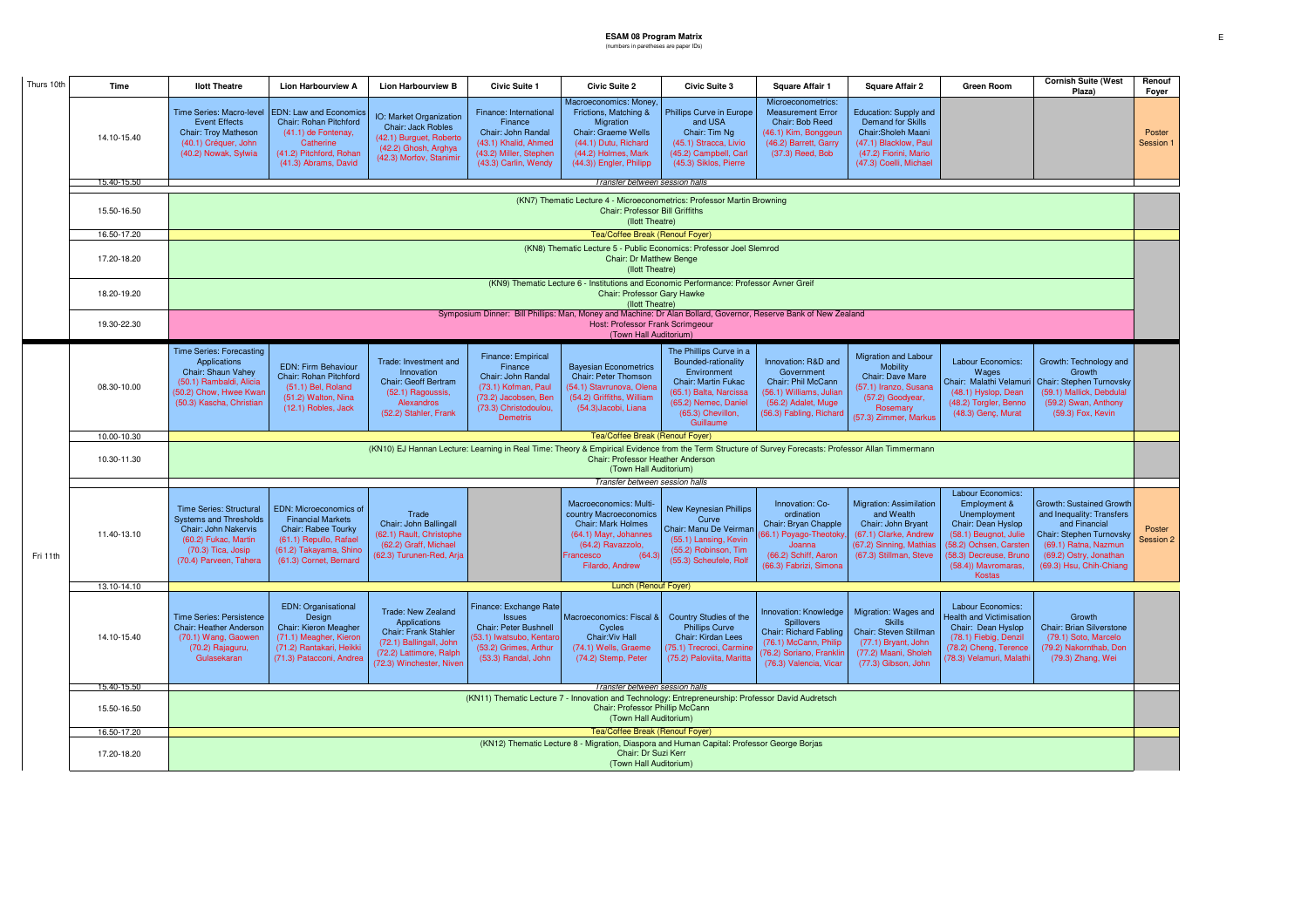# ESAM 08 Program Matrix

(numbers in paretheses are paper IDs)

| | Time | Ilott Theatre | Lion Harbourview A | Lion Harbourview B | Civic Suite 1 | Civic Suite 2 | Civic Suite 3 | Square Affair 1 | Square Affair 2 | Green Room | Cornish Suite (West Plaza) | Renouf Foyer |
|---|---|---|---|---|---|---|---|---|---|---|---|---|
| Thurs 10th | 14.10-15.40 | Time Series: Macro-level Event Effects<br>Chair: Troy Matheson<br>(40.1) Créquer, John<br>(40.2) Nowak, Sylwia | EDN: Law and Economics<br>Chair: Rohan Pitchford<br>(41.1) de Fontenay, Catherine<br>(41.2) Pitchford, Rohan<br>(41.3) Abrams, David | IO: Market Organization<br>Chair: Jack Robles<br>(42.1) Burguet, Roberto<br>(42.2) Ghosh, Arghya<br>(42.3) Morfov, Stanimir | Finance: International Finance<br>Chair: John Randal<br>(43.1) Khalid, Ahmed<br>(43.2) Miller, Stephen<br>(43.3) Carlin, Wendy | Macroeconomics: Money, Frictions, Matching & Migration<br>Chair: Graeme Wells<br>(44.1) Dutu, Richard<br>(44.2) Holmes, Mark<br>(44.3)) Engler, Philipp | Phillips Curve in Europe and USA<br>Chair: Tim Ng<br>(45.1) Stracca, Livio<br>(45.2) Campbell, Carl<br>(45.3) Siklos, Pierre | Microeconometrics: Measurement Error<br>Chair: Bob Reed<br>(46.1) Kim, Bonggeun<br>(46.2) Barrett, Garry<br>(37.3) Reed, Bob | Education: Supply and Demand for Skills<br>Chair:Sholeh Maani<br>(47.1) Blacklow, Paul<br>(47.2) Fiorini, Mario<br>(47.3) Coelli, Michael | | | Poster Session 1 |
| | 15.40-15.50 | *Transfer between session halls* | | | | | | | | | | |
| | 15.50-16.50 | (KN7) Thematic Lecture 4 - Microeconometrics: Professor Martin Browning<br>Chair: Professor Bill Griffiths<br>(Ilott Theatre) | | | | | | | | | | |
| | 16.50-17.20 | Tea/Coffee Break (Renouf Foyer) | | | | | | | | | | |
| | 17.20-18.20 | (KN8) Thematic Lecture 5 - Public Economics: Professor Joel Slemrod<br>Chair: Dr Matthew Benge<br>(Ilott Theatre) | | | | | | | | | | |
| | 18.20-19.20 | (KN9) Thematic Lecture 6 - Institutions and Economic Performance: Professor Avner Greif<br>Chair: Professor Gary Hawke<br>(Ilott Theatre) | | | | | | | | | | |
| | 19.30-22.30 | Symposium Dinner: Bill Phillips: Man, Money and Machine: Dr Alan Bollard, Governor, Reserve Bank of New Zealand<br>Host: Professor Frank Scrimgeour<br>(Town Hall Auditorium) | | | | | | | | | | |
| Fri 11th | 08.30-10.00 | Time Series: Forecasting Applications<br>Chair: Shaun Vahey<br>(50.1) Rambaldi, Alicia<br>(50.2) Chow, Hwee Kwan<br>(50.3) Kascha, Christian | EDN: Firm Behaviour<br>Chair: Rohan Pitchford<br>(51.1) Bel, Roland<br>(51.2) Walton, Nina<br>(12.1) Robles, Jack | Trade: Investment and Innovation<br>Chair: Geoff Bertram<br>(52.1) Ragoussis, Alexandros<br>(52.2) Stahler, Frank | Finance: Empirical Finance<br>Chair: John Randal<br>(73.1) Kofman, Paul<br>(73.2) Jacobsen, Ben<br>(73.3) Christodoulou, Demetris | Bayesian Econometrics<br>Chair: Peter Thomson<br>(54.1) Stavrunova, Olena<br>(54.2) Griffiths, William<br>(54.3)Jacobi, Liana | The Phillips Curve in a Bounded-rationality Environment<br>Chair: Martin Fukac<br>(65.1) Balta, Narcissa<br>(65.2) Nemec, Daniel<br>(65.3) Chevillon, Guillaume | Innovation: R&D and Government<br>Chair: Phil McCann<br>(56.1) Williams, Julian<br>(56.2) Adalet, Muge<br>(56.3) Fabling, Richard | Migration and Labour Mobility<br>Chair: Dave Mare<br>(57.1) Iranzo, Susana<br>(57.2) Goodyear, Rosemary<br>(57.3) Zimmer, Markus | Labour Economics: Wages<br>Chair: Malathi Velamuri<br>(48.1) Hyslop, Dean<br>(48.2) Torgler, Benno<br>(48.3) Genç, Murat | Growth: Technology and Growth<br>Chair: Stephen Turnovsky<br>(59.1) Mallick, Debdulal<br>(59.2) Swan, Anthony<br>(59.3) Fox, Kevin | |
| | 10.00-10.30 | Tea/Coffee Break (Renouf Foyer) | | | | | | | | | | |
| | 10.30-11.30 | (KN10) EJ Hannan Lecture: Learning in Real Time: Theory & Empirical Evidence from the Term Structure of Survey Forecasts: Professor Allan Timmermann<br>Chair: Professor Heather Anderson<br>(Town Hall Auditorium) | | | | | | | | | | |
| | | *Transfer between session halls* | | | | | | | | | | |
| | 11.40-13.10 | Time Series: Structural Systems and Thresholds<br>Chair: John Nakervis<br>(60.2) Fukac, Martin<br>(70.3) Tica, Josip<br>(70.4) Parveen, Tahera | EDN: Microeconomics of Financial Markets<br>Chair: Rabee Tourky<br>(61.1) Repullo, Rafael<br>(61.2) Takayama, Shino<br>(61.3) Cornet, Bernard | Trade<br>Chair: John Ballingall<br>(62.1) Rault, Christophe<br>(62.2) Graff, Michael<br>(62.3) Turunen-Red, Arja | | Macroeconomics: Multi-country Macroeconomics<br>Chair: Mark Holmes<br>(64.1) Mayr, Johannes<br>(64.2) Ravazzolo, Francesco (64.3) Filardo, Andrew | New Keynesian Phillips Curve<br>Chair: Manu De Veirman<br>(55.1) Lansing, Kevin<br>(55.2) Robinson, Tim<br>(55.3) Scheufele, Rolf | Innovation: Co-ordination<br>Chair: Bryan Chapple<br>(66.1) Poyago-Theotoky, Joanna<br>(66.2) Schiff, Aaron<br>(66.3) Fabrizi, Simona | Migration: Assimilation and Wealth<br>Chair: John Bryant<br>(67.1) Clarke, Andrew<br>(67.2) Sinning, Mathias<br>(67.3) Stillman, Steve | Labour Economics: Employment & Unemployment<br>Chair: Dean Hyslop<br>(58.1) Beugnot, Julie<br>(58.2) Ochsen, Carsten<br>(58.3) Decreuse, Bruno<br>(58.4)) Mavromaras, Kostas | Growth: Sustained Growth and Inequality: Transfers and Financial<br>Chair: Stephen Turnovsky<br>(69.1) Ratna, Nazmun<br>(69.2) Ostry, Jonathan<br>(69.3) Hsu, Chih-Chiang | Poster Session 2 |
| | 13.10-14.10 | Lunch (Renouf Foyer) | | | | | | | | | | |
| | 14.10-15.40 | Time Series: Persistence<br>Chair: Heather Anderson<br>(70.1) Wang, Gaowen<br>(70.2) Rajaguru, Gulasekaran | EDN: Organisational Design<br>Chair: Kieron Meagher<br>(71.1) Meagher, Kieron<br>(71.2) Rantakari, Heikki<br>(71.3) Patacconi, Andrea | Trade: New Zealand Applications<br>Chair: Frank Stahler<br>(72.1) Ballingall, John<br>(72.2) Lattimore, Ralph<br>(72.3) Winchester, Niven | Finance: Exchange Rate Issues<br>Chair: Peter Bushnell<br>(53.1) Iwatsubo, Kentaro<br>(53.2) Grimes, Arthur<br>(53.3) Randal, John | Macroeconomics: Fiscal & Cycles<br>Chair:Viv Hall<br>(74.1) Wells, Graeme<br>(74.2) Stemp, Peter | Country Studies of the Phillips Curve<br>Chair: Kirdan Lees<br>(75.1) Trecroci, Carmine<br>(75.2) Paloviita, Maritta | Innovation: Knowledge Spillovers<br>Chair: Richard Fabling<br>(76.1) McCann, Philip<br>(76.2) Soriano, Franklin<br>(76.3) Valencia, Vicar | Migration: Wages and Skills<br>Chair: Steven Stillman<br>(77.1) Bryant, John<br>(77.2) Maani, Sholeh<br>(77.3) Gibson, John | Labour Economics: Health and Victimisation<br>Chair: Dean Hyslop<br>(78.1) Fiebig, Denzil<br>(78.2) Cheng, Terence<br>(78.3) Velamuri, Malathi | Growth<br>Chair: Brian Silverstone<br>(79.1) Soto, Marcelo<br>(79.2) Nakornthab, Don<br>(79.3) Zhang, Wei | |
| | 15.40-15.50 | *Transfer between session halls* | | | | | | | | | | |
| | 15.50-16.50 | (KN11) Thematic Lecture 7 - Innovation and Technology: Entrepreneurship: Professor David Audretsch<br>Chair: Professor Phillip McCann<br>(Town Hall Auditorium) | | | | | | | | | | |
| | 16.50-17.20 | Tea/Coffee Break (Renouf Foyer) | | | | | | | | | | |
| | 17.20-18.20 | (KN12) Thematic Lecture 8 - Migration, Diaspora and Human Capital: Professor George Borjas<br>Chair: Dr Suzi Kerr<br>(Town Hall Auditorium) | | | | | | | | | | |